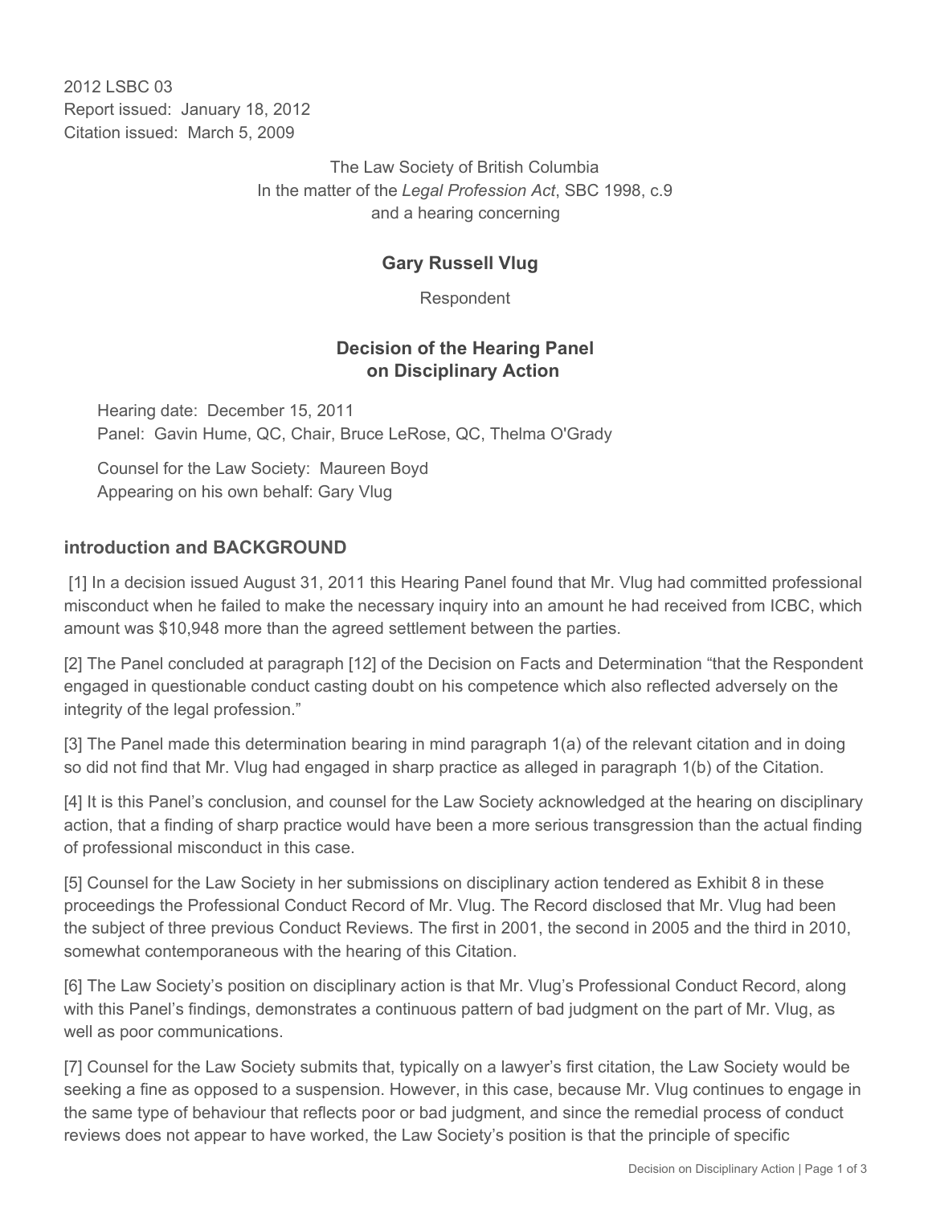2012 LSBC 03
Report issued: January 18, 2012
Citation issued: March 5, 2009

The Law Society of British Columbia
In the matter of the *Legal Profession Act*, SBC 1998, c.9
and a hearing concerning

**Gary Russell Vlug**

Respondent

## Decision of the Hearing Panel on Disciplinary Action

Hearing date: December 15, 2011
Panel: Gavin Hume, QC, Chair, Bruce LeRose, QC, Thelma O'Grady

Counsel for the Law Society: Maureen Boyd
Appearing on his own behalf: Gary Vlug

### introduction and BACKGROUND

[1] In a decision issued August 31, 2011 this Hearing Panel found that Mr. Vlug had committed professional misconduct when he failed to make the necessary inquiry into an amount he had received from ICBC, which amount was $10,948 more than the agreed settlement between the parties.

[2] The Panel concluded at paragraph [12] of the Decision on Facts and Determination "that the Respondent engaged in questionable conduct casting doubt on his competence which also reflected adversely on the integrity of the legal profession."

[3] The Panel made this determination bearing in mind paragraph 1(a) of the relevant citation and in doing so did not find that Mr. Vlug had engaged in sharp practice as alleged in paragraph 1(b) of the Citation.

[4] It is this Panel's conclusion, and counsel for the Law Society acknowledged at the hearing on disciplinary action, that a finding of sharp practice would have been a more serious transgression than the actual finding of professional misconduct in this case.

[5] Counsel for the Law Society in her submissions on disciplinary action tendered as Exhibit 8 in these proceedings the Professional Conduct Record of Mr. Vlug. The Record disclosed that Mr. Vlug had been the subject of three previous Conduct Reviews. The first in 2001, the second in 2005 and the third in 2010, somewhat contemporaneous with the hearing of this Citation.

[6] The Law Society's position on disciplinary action is that Mr. Vlug's Professional Conduct Record, along with this Panel's findings, demonstrates a continuous pattern of bad judgment on the part of Mr. Vlug, as well as poor communications.

[7] Counsel for the Law Society submits that, typically on a lawyer's first citation, the Law Society would be seeking a fine as opposed to a suspension. However, in this case, because Mr. Vlug continues to engage in the same type of behaviour that reflects poor or bad judgment, and since the remedial process of conduct reviews does not appear to have worked, the Law Society's position is that the principle of specific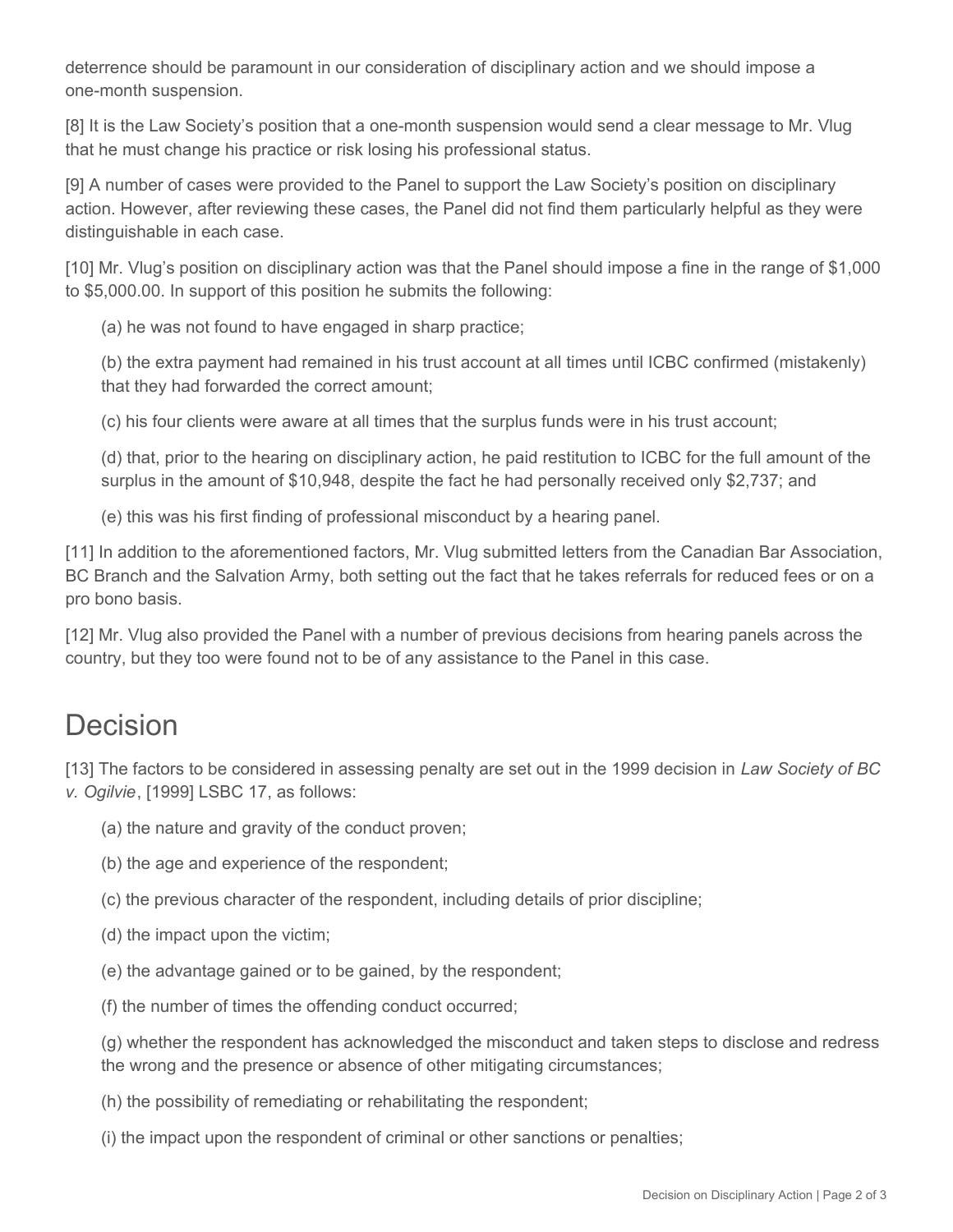deterrence should be paramount in our consideration of disciplinary action and we should impose a one-month suspension.

[8] It is the Law Society's position that a one-month suspension would send a clear message to Mr. Vlug that he must change his practice or risk losing his professional status.

[9] A number of cases were provided to the Panel to support the Law Society's position on disciplinary action. However, after reviewing these cases, the Panel did not find them particularly helpful as they were distinguishable in each case.

[10] Mr. Vlug's position on disciplinary action was that the Panel should impose a fine in the range of $1,000 to $5,000.00. In support of this position he submits the following:

(a) he was not found to have engaged in sharp practice;

(b) the extra payment had remained in his trust account at all times until ICBC confirmed (mistakenly) that they had forwarded the correct amount;

(c) his four clients were aware at all times that the surplus funds were in his trust account;

(d) that, prior to the hearing on disciplinary action, he paid restitution to ICBC for the full amount of the surplus in the amount of $10,948, despite the fact he had personally received only $2,737; and

(e) this was his first finding of professional misconduct by a hearing panel.

[11] In addition to the aforementioned factors, Mr. Vlug submitted letters from the Canadian Bar Association, BC Branch and the Salvation Army, both setting out the fact that he takes referrals for reduced fees or on a pro bono basis.

[12] Mr. Vlug also provided the Panel with a number of previous decisions from hearing panels across the country, but they too were found not to be of any assistance to the Panel in this case.

# Decision

[13] The factors to be considered in assessing penalty are set out in the 1999 decision in *Law Society of BC v. Ogilvie*, [1999] LSBC 17, as follows:

(a) the nature and gravity of the conduct proven;

(b) the age and experience of the respondent;

(c) the previous character of the respondent, including details of prior discipline;

(d) the impact upon the victim;

(e) the advantage gained or to be gained, by the respondent;

(f) the number of times the offending conduct occurred;

(g) whether the respondent has acknowledged the misconduct and taken steps to disclose and redress the wrong and the presence or absence of other mitigating circumstances;

(h) the possibility of remediating or rehabilitating the respondent;

(i) the impact upon the respondent of criminal or other sanctions or penalties;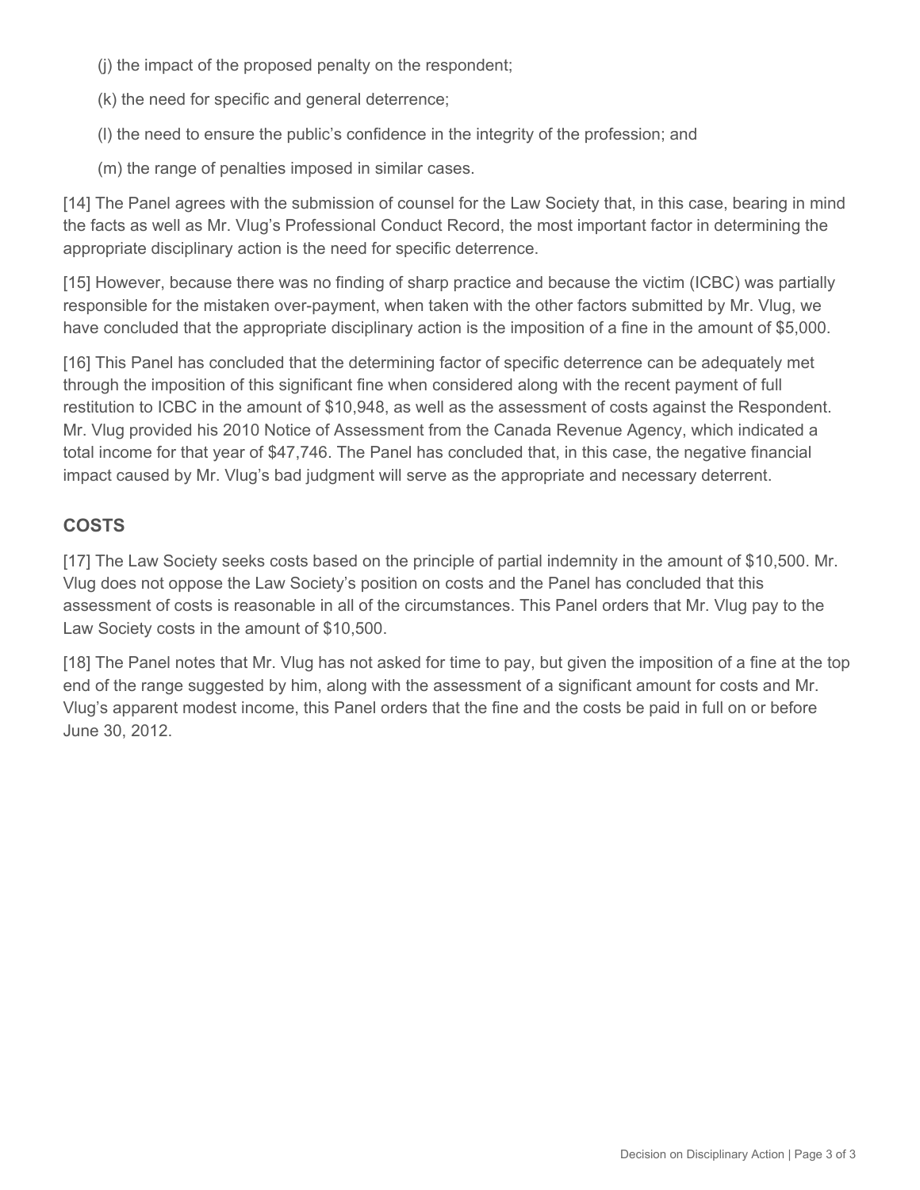(j) the impact of the proposed penalty on the respondent;

(k) the need for specific and general deterrence;

(l) the need to ensure the public's confidence in the integrity of the profession; and

(m) the range of penalties imposed in similar cases.

[14] The Panel agrees with the submission of counsel for the Law Society that, in this case, bearing in mind the facts as well as Mr. Vlug's Professional Conduct Record, the most important factor in determining the appropriate disciplinary action is the need for specific deterrence.

[15] However, because there was no finding of sharp practice and because the victim (ICBC) was partially responsible for the mistaken over-payment, when taken with the other factors submitted by Mr. Vlug, we have concluded that the appropriate disciplinary action is the imposition of a fine in the amount of $5,000.

[16] This Panel has concluded that the determining factor of specific deterrence can be adequately met through the imposition of this significant fine when considered along with the recent payment of full restitution to ICBC in the amount of $10,948, as well as the assessment of costs against the Respondent. Mr. Vlug provided his 2010 Notice of Assessment from the Canada Revenue Agency, which indicated a total income for that year of $47,746. The Panel has concluded that, in this case, the negative financial impact caused by Mr. Vlug's bad judgment will serve as the appropriate and necessary deterrent.

## COSTS

[17] The Law Society seeks costs based on the principle of partial indemnity in the amount of $10,500. Mr. Vlug does not oppose the Law Society's position on costs and the Panel has concluded that this assessment of costs is reasonable in all of the circumstances. This Panel orders that Mr. Vlug pay to the Law Society costs in the amount of $10,500.

[18] The Panel notes that Mr. Vlug has not asked for time to pay, but given the imposition of a fine at the top end of the range suggested by him, along with the assessment of a significant amount for costs and Mr. Vlug's apparent modest income, this Panel orders that the fine and the costs be paid in full on or before June 30, 2012.